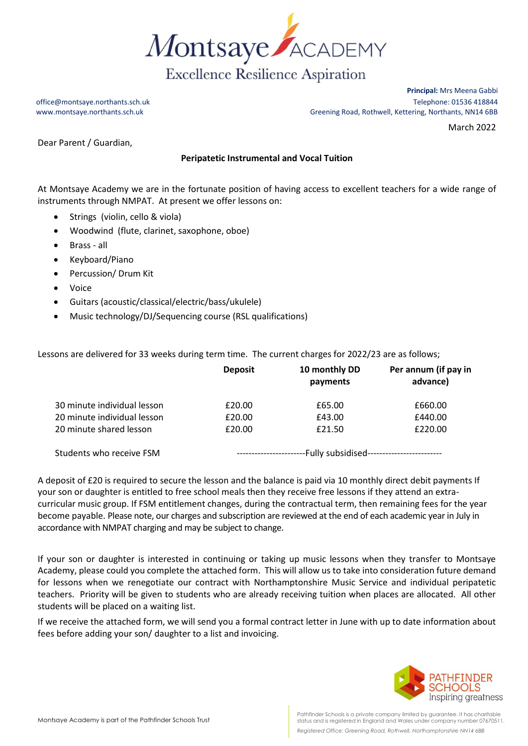Montsaye ACADEMY

Excellence Resilience Aspiration

office@montsaye.northants.sch.uk
www.montsaye.northants.sch.uk

**Principal:** Mrs Meena Gabbi
Telephone: 01536 418844
Greening Road, Rothwell, Kettering, Northants, NN14 6BB

March 2022

Dear Parent / Guardian,

**Peripatetic Instrumental and Vocal Tuition**

At Montsaye Academy we are in the fortunate position of having access to excellent teachers for a wide range of instruments through NMPAT. At present we offer lessons on:

- Strings (violin, cello & viola)
- Woodwind (flute, clarinet, saxophone, oboe)
- Brass - all
- Keyboard/Piano
- Percussion/ Drum Kit
- Voice
- Guitars (acoustic/classical/electric/bass/ukulele)
- Music technology/DJ/Sequencing course (RSL qualifications)

Lessons are delivered for 33 weeks during term time. The current charges for 2022/23 are as follows;

| | Deposit | 10 monthly DD payments | Per annum (if pay in advance) |
|---|---|---|---|
| 30 minute individual lesson | £20.00 | £65.00 | £660.00 |
| 20 minute individual lesson | £20.00 | £43.00 | £440.00 |
| 20 minute shared lesson | £20.00 | £21.50 | £220.00 |
| Students who receive FSM | -----------------------Fully subsidised------------------------- | | |

A deposit of £20 is required to secure the lesson and the balance is paid via 10 monthly direct debit payments If your son or daughter is entitled to free school meals then they receive free lessons if they attend an extra-curricular music group. If FSM entitlement changes, during the contractual term, then remaining fees for the year become payable. Please note, our charges and subscription are reviewed at the end of each academic year in July in accordance with NMPAT charging and may be subject to change.

If your son or daughter is interested in continuing or taking up music lessons when they transfer to Montsaye Academy, please could you complete the attached form. This will allow us to take into consideration future demand for lessons when we renegotiate our contract with Northamptonshire Music Service and individual peripatetic teachers. Priority will be given to students who are already receiving tuition when places are allocated. All other students will be placed on a waiting list.

If we receive the attached form, we will send you a formal contract letter in June with up to date information about fees before adding your son/ daughter to a list and invoicing.

PATHFINDER SCHOOLS
Inspiring greatness

Montsaye Academy is part of the Pathfinder Schools Trust

Pathfinder Schools is a private company limited by guarantee. It has charitable status and is registered in England and Wales under company number 07670511.

*Registered Office: Greening Road, Rothwell, Northamptonshire NN14 6BB*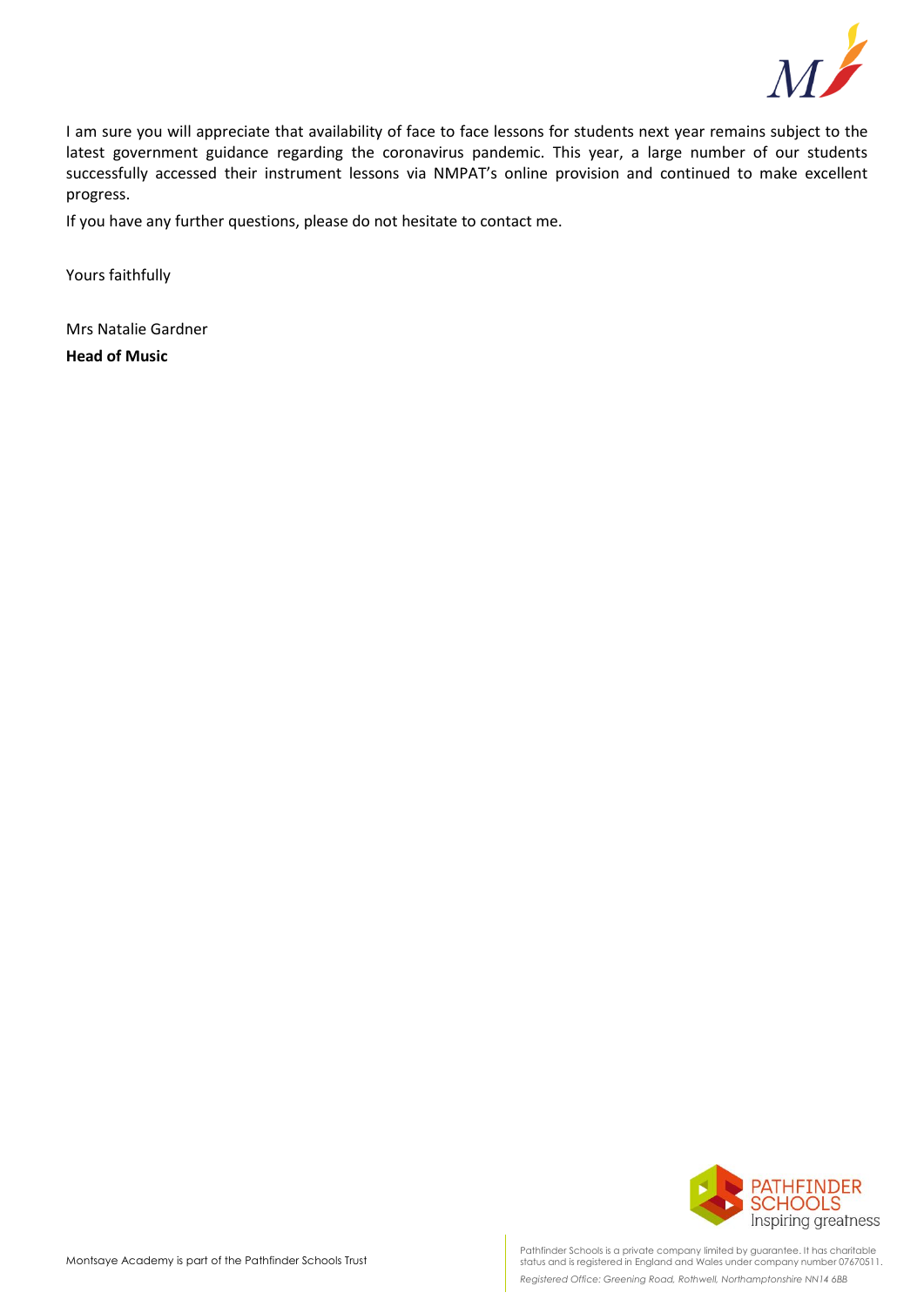I am sure you will appreciate that availability of face to face lessons for students next year remains subject to the latest government guidance regarding the coronavirus pandemic. This year, a large number of our students successfully accessed their instrument lessons via NMPAT's online provision and continued to make excellent progress.

If you have any further questions, please do not hesitate to contact me.

Yours faithfully

Mrs Natalie Gardner

**Head of Music**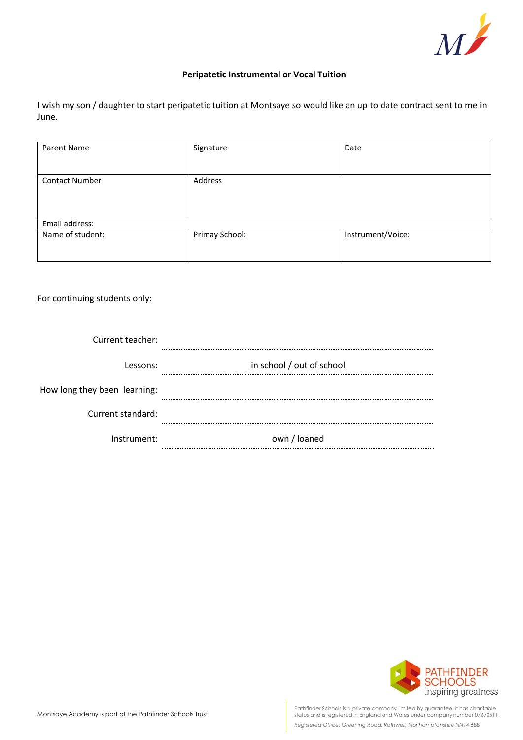**Peripatetic Instrumental or Vocal Tuition**

I wish my son / daughter to start peripatetic tuition at Montsaye so would like an up to date contract sent to me in June.

| | | |
|---|---|---|
| Parent Name | Signature | Date |
| Contact Number | Address | |
| Email address: | | |
| Name of student: | Primay School: | Instrument/Voice: |

<u>For continuing students only:</u>

Current teacher: ..................................................

Lessons: in school / out of school

How long they been learning: ..................................................

Current standard: ..................................................

Instrument: own / loaned

Montsaye Academy is part of the Pathfinder Schools Trust

PATHFINDER SCHOOLS
Inspiring greatness

Pathfinder Schools is a private company limited by guarantee. It has charitable status and is registered in England and Wales under company number 07670511.

*Registered Office: Greening Road, Rothwell, Northamptonshire NN14 6BB*